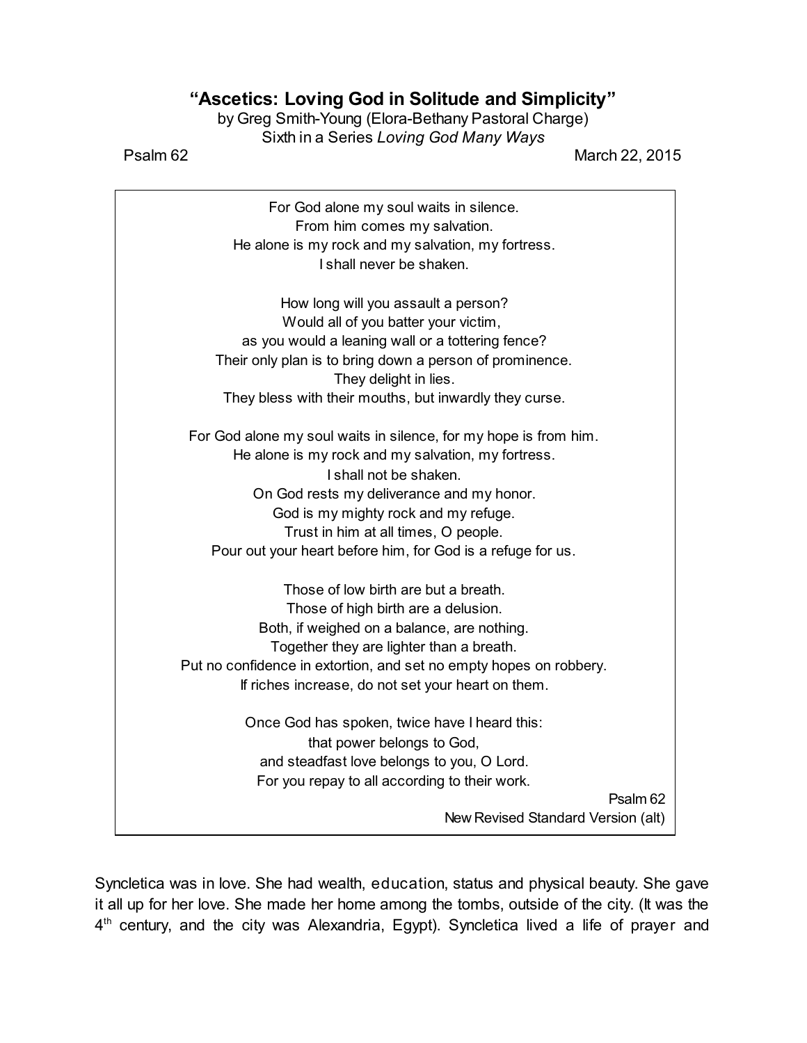# "Ascetics: Loving God in Solitude and Simplicity"

by Greg Smith-Young (Elora-Bethany Pastoral Charge)

Sixth in a Series *Loving God Many Ways*

Psalm 62 March 22, 2015

> For God alone my soul waits in silence.
> From him comes my salvation.
> He alone is my rock and my salvation, my fortress.
> I shall never be shaken.
>
> How long will you assault a person?
> Would all of you batter your victim,
> as you would a leaning wall or a tottering fence?
> Their only plan is to bring down a person of prominence.
> They delight in lies.
> They bless with their mouths, but inwardly they curse.
>
> For God alone my soul waits in silence, for my hope is from him.
> He alone is my rock and my salvation, my fortress.
> I shall not be shaken.
> On God rests my deliverance and my honor.
> God is my mighty rock and my refuge.
> Trust in him at all times, O people.
> Pour out your heart before him, for God is a refuge for us.
>
> Those of low birth are but a breath.
> Those of high birth are a delusion.
> Both, if weighed on a balance, are nothing.
> Together they are lighter than a breath.
> Put no confidence in extortion, and set no empty hopes on robbery.
> If riches increase, do not set your heart on them.
>
> Once God has spoken, twice have I heard this:
> that power belongs to God,
> and steadfast love belongs to you, O Lord.
> For you repay to all according to their work.
>
> Psalm 62
> New Revised Standard Version (alt)

Syncletica was in love. She had wealth, education, status and physical beauty. She gave it all up for her love. She made her home among the tombs, outside of the city. (It was the 4th century, and the city was Alexandria, Egypt). Syncletica lived a life of prayer and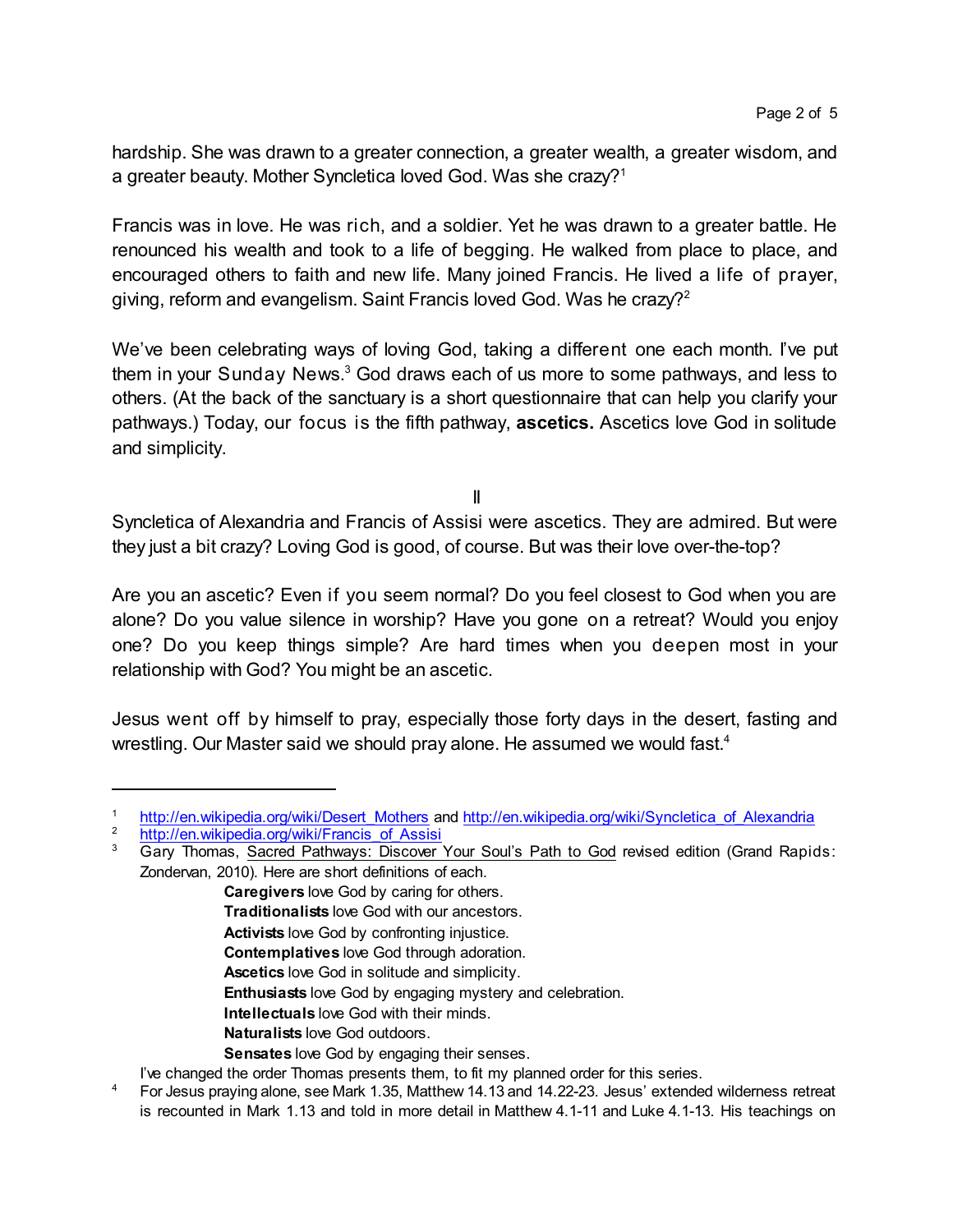hardship. She was drawn to a greater connection, a greater wealth, a greater wisdom, and a greater beauty. Mother Syncletica loved God. Was she crazy?[1]

Francis was in love. He was rich, and a soldier. Yet he was drawn to a greater battle. He renounced his wealth and took to a life of begging. He walked from place to place, and encouraged others to faith and new life. Many joined Francis. He lived a life of prayer, giving, reform and evangelism. Saint Francis loved God. Was he crazy?[2]

We've been celebrating ways of loving God, taking a different one each month. I've put them in your Sunday News.[3] God draws each of us more to some pathways, and less to others. (At the back of the sanctuary is a short questionnaire that can help you clarify your pathways.) Today, our focus is the fifth pathway, **ascetics.** Ascetics love God in solitude and simplicity.

II

Syncletica of Alexandria and Francis of Assisi were ascetics. They are admired. But were they just a bit crazy? Loving God is good, of course. But was their love over-the-top?

Are you an ascetic? Even if you seem normal? Do you feel closest to God when you are alone? Do you value silence in worship? Have you gone on a retreat? Would you enjoy one? Do you keep things simple? Are hard times when you deepen most in your relationship with God? You might be an ascetic.

Jesus went off by himself to pray, especially those forty days in the desert, fasting and wrestling. Our Master said we should pray alone. He assumed we would fast.[4]

---

[1] http://en.wikipedia.org/wiki/Desert_Mothers and http://en.wikipedia.org/wiki/Syncletica_of_Alexandria

[2] http://en.wikipedia.org/wiki/Francis_of_Assisi

[3] Gary Thomas, Sacred Pathways: Discover Your Soul's Path to God revised edition (Grand Rapids: Zondervan, 2010). Here are short definitions of each.

> **Caregivers** love God by caring for others.
> **Traditionalists** love God with our ancestors.
> **Activists** love God by confronting injustice.
> **Contemplatives** love God through adoration.
> **Ascetics** love God in solitude and simplicity.
> **Enthusiasts** love God by engaging mystery and celebration.
> **Intellectuals** love God with their minds.
> **Naturalists** love God outdoors.
> **Sensates** love God by engaging their senses.

I've changed the order Thomas presents them, to fit my planned order for this series.

[4] For Jesus praying alone, see Mark 1.35, Matthew 14.13 and 14.22-23. Jesus' extended wilderness retreat is recounted in Mark 1.13 and told in more detail in Matthew 4.1-11 and Luke 4.1-13. His teachings on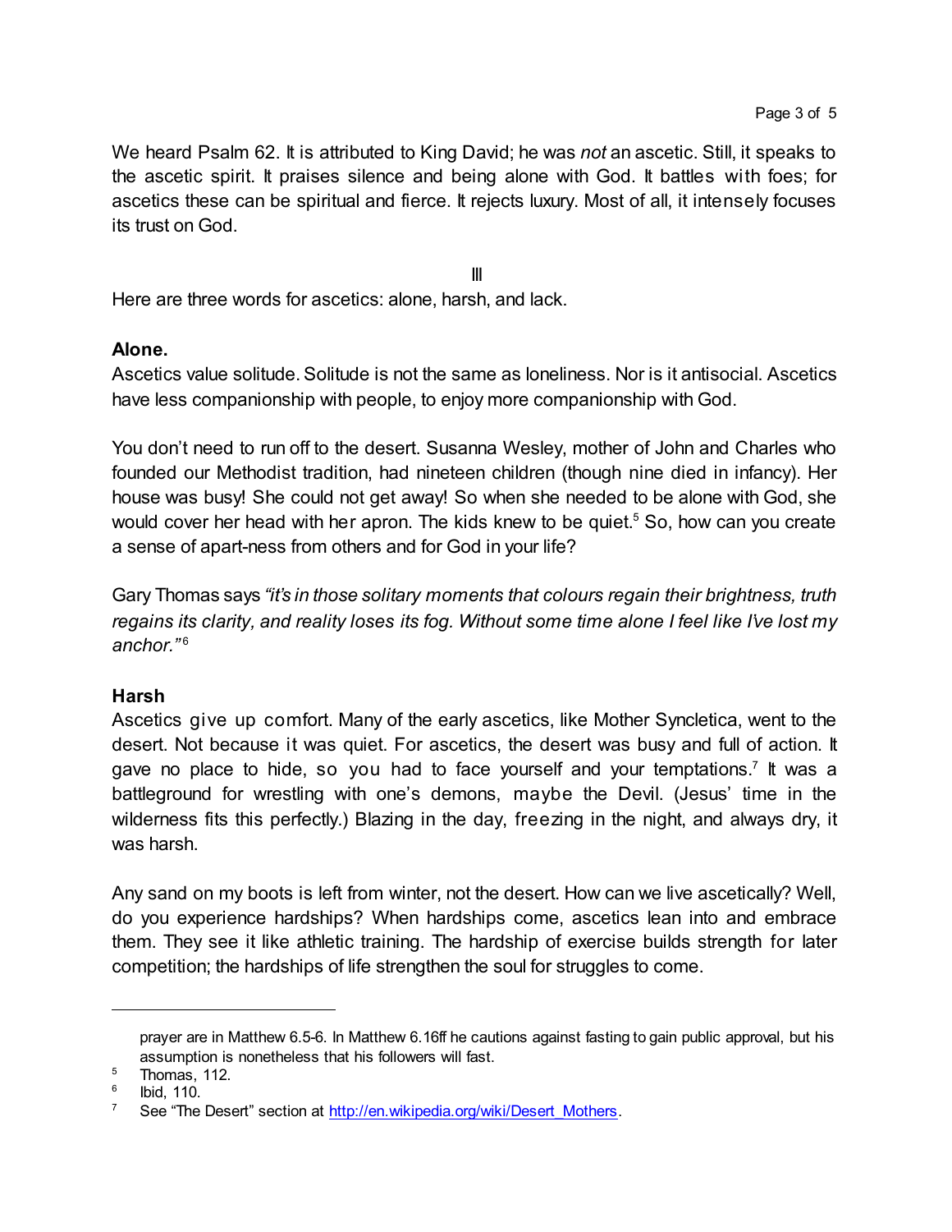We heard Psalm 62. It is attributed to King David; he was *not* an ascetic. Still, it speaks to the ascetic spirit. It praises silence and being alone with God. It battles with foes; for ascetics these can be spiritual and fierce. It rejects luxury. Most of all, it intensely focuses its trust on God.

III

Here are three words for ascetics: alone, harsh, and lack.

**Alone.**

Ascetics value solitude. Solitude is not the same as loneliness. Nor is it antisocial. Ascetics have less companionship with people, to enjoy more companionship with God.

You don't need to run off to the desert. Susanna Wesley, mother of John and Charles who founded our Methodist tradition, had nineteen children (though nine died in infancy). Her house was busy! She could not get away! So when she needed to be alone with God, she would cover her head with her apron. The kids knew to be quiet.[5] So, how can you create a sense of apart-ness from others and for God in your life?

Gary Thomas says *"it's in those solitary moments that colours regain their brightness, truth regains its clarity, and reality loses its fog. Without some time alone I feel like I've lost my anchor."*[6]

**Harsh**

Ascetics give up comfort. Many of the early ascetics, like Mother Syncletica, went to the desert. Not because it was quiet. For ascetics, the desert was busy and full of action. It gave no place to hide, so you had to face yourself and your temptations.[7] It was a battleground for wrestling with one's demons, maybe the Devil. (Jesus' time in the wilderness fits this perfectly.) Blazing in the day, freezing in the night, and always dry, it was harsh.

Any sand on my boots is left from winter, not the desert. How can we live ascetically? Well, do you experience hardships? When hardships come, ascetics lean into and embrace them. They see it like athletic training. The hardship of exercise builds strength for later competition; the hardships of life strengthen the soul for struggles to come.

---

prayer are in Matthew 6.5-6. In Matthew 6.16ff he cautions against fasting to gain public approval, but his assumption is nonetheless that his followers will fast.

[5] Thomas, 112.

[6] Ibid, 110.

[7] See "The Desert" section at http://en.wikipedia.org/wiki/Desert_Mothers.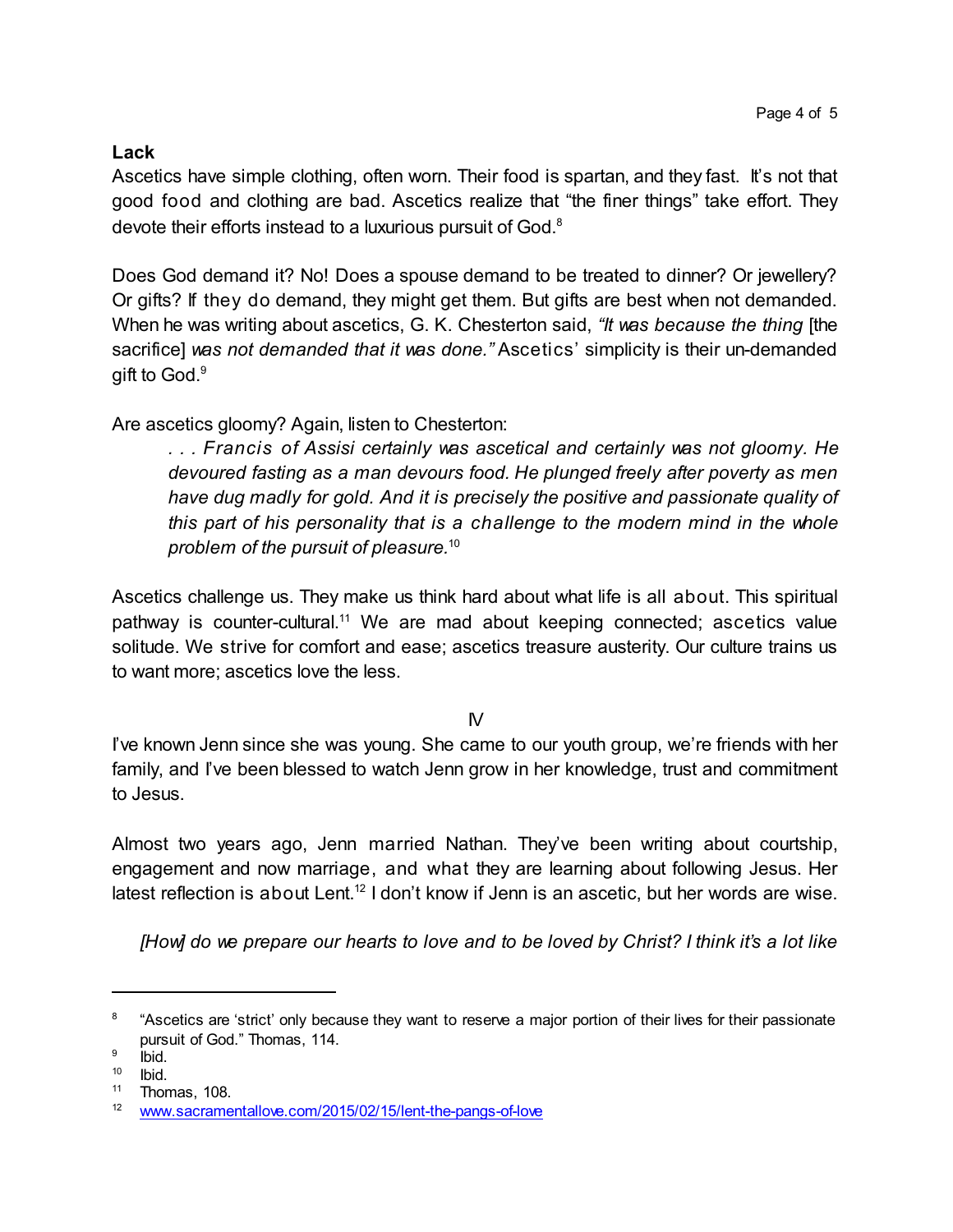**Lack**

Ascetics have simple clothing, often worn. Their food is spartan, and they fast. It's not that good food and clothing are bad. Ascetics realize that "the finer things" take effort. They devote their efforts instead to a luxurious pursuit of God.[8]

Does God demand it? No! Does a spouse demand to be treated to dinner? Or jewellery? Or gifts? If they do demand, they might get them. But gifts are best when not demanded. When he was writing about ascetics, G. K. Chesterton said, *"It was because the thing* [the sacrifice] *was not demanded that it was done."* Ascetics' simplicity is their un-demanded gift to God.[9]

Are ascetics gloomy? Again, listen to Chesterton:

> *. . . Francis of Assisi certainly was ascetical and certainly was not gloomy. He devoured fasting as a man devours food. He plunged freely after poverty as men have dug madly for gold. And it is precisely the positive and passionate quality of this part of his personality that is a challenge to the modern mind in the whole problem of the pursuit of pleasure.*[10]

Ascetics challenge us. They make us think hard about what life is all about. This spiritual pathway is counter-cultural.[11] We are mad about keeping connected; ascetics value solitude. We strive for comfort and ease; ascetics treasure austerity. Our culture trains us to want more; ascetics love the less.

IV

I've known Jenn since she was young. She came to our youth group, we're friends with her family, and I've been blessed to watch Jenn grow in her knowledge, trust and commitment to Jesus.

Almost two years ago, Jenn married Nathan. They've been writing about courtship, engagement and now marriage, and what they are learning about following Jesus. Her latest reflection is about Lent.[12] I don't know if Jenn is an ascetic, but her words are wise.

> *[How] do we prepare our hearts to love and to be loved by Christ? I think it's a lot like*

---

[8] "Ascetics are 'strict' only because they want to reserve a major portion of their lives for their passionate pursuit of God." Thomas, 114.

[9] Ibid.

[10] Ibid.

[11] Thomas, 108.

[12] www.sacramentallove.com/2015/02/15/lent-the-pangs-of-love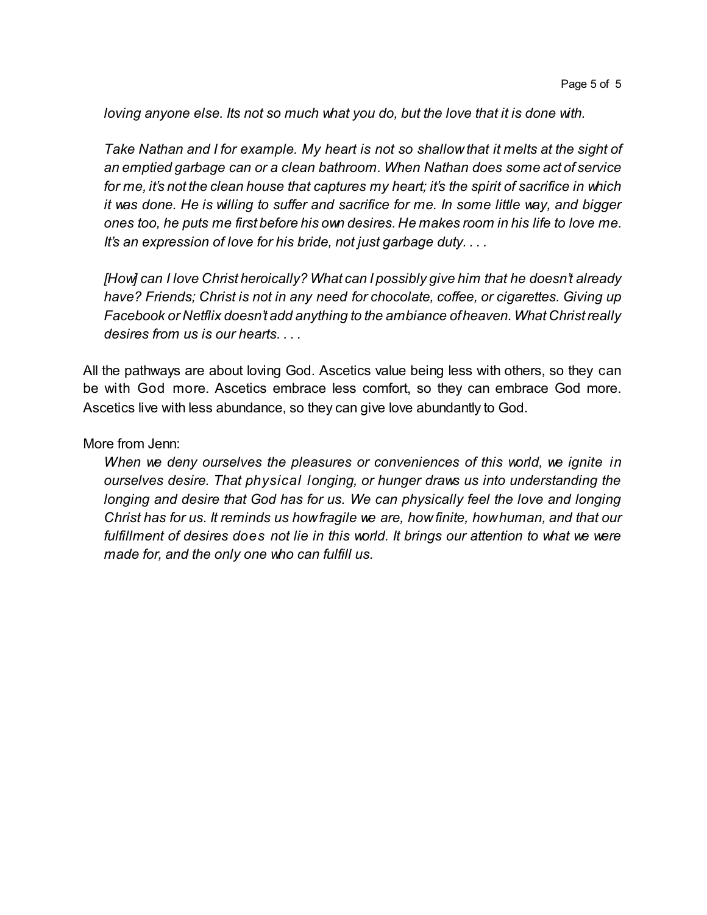*loving anyone else. Its not so much what you do, but the love that it is done with.*

> *Take Nathan and I for example. My heart is not so shallow that it melts at the sight of an emptied garbage can or a clean bathroom. When Nathan does some act of service for me, it's not the clean house that captures my heart; it's the spirit of sacrifice in which it was done. He is willing to suffer and sacrifice for me. In some little way, and bigger ones too, he puts me first before his own desires. He makes room in his life to love me. It's an expression of love for his bride, not just garbage duty. . . .*

> *[How] can I love Christ heroically? What can I possibly give him that he doesn't already have? Friends; Christ is not in any need for chocolate, coffee, or cigarettes. Giving up Facebook or Netflix doesn't add anything to the ambiance of heaven. What Christ really desires from us is our hearts. . . .*

All the pathways are about loving God. Ascetics value being less with others, so they can be with God more. Ascetics embrace less comfort, so they can embrace God more. Ascetics live with less abundance, so they can give love abundantly to God.

More from Jenn:

> *When we deny ourselves the pleasures or conveniences of this world, we ignite in ourselves desire. That physical longing, or hunger draws us into understanding the longing and desire that God has for us. We can physically feel the love and longing Christ has for us. It reminds us how fragile we are, how finite, how human, and that our fulfillment of desires does not lie in this world. It brings our attention to what we were made for, and the only one who can fulfill us.*